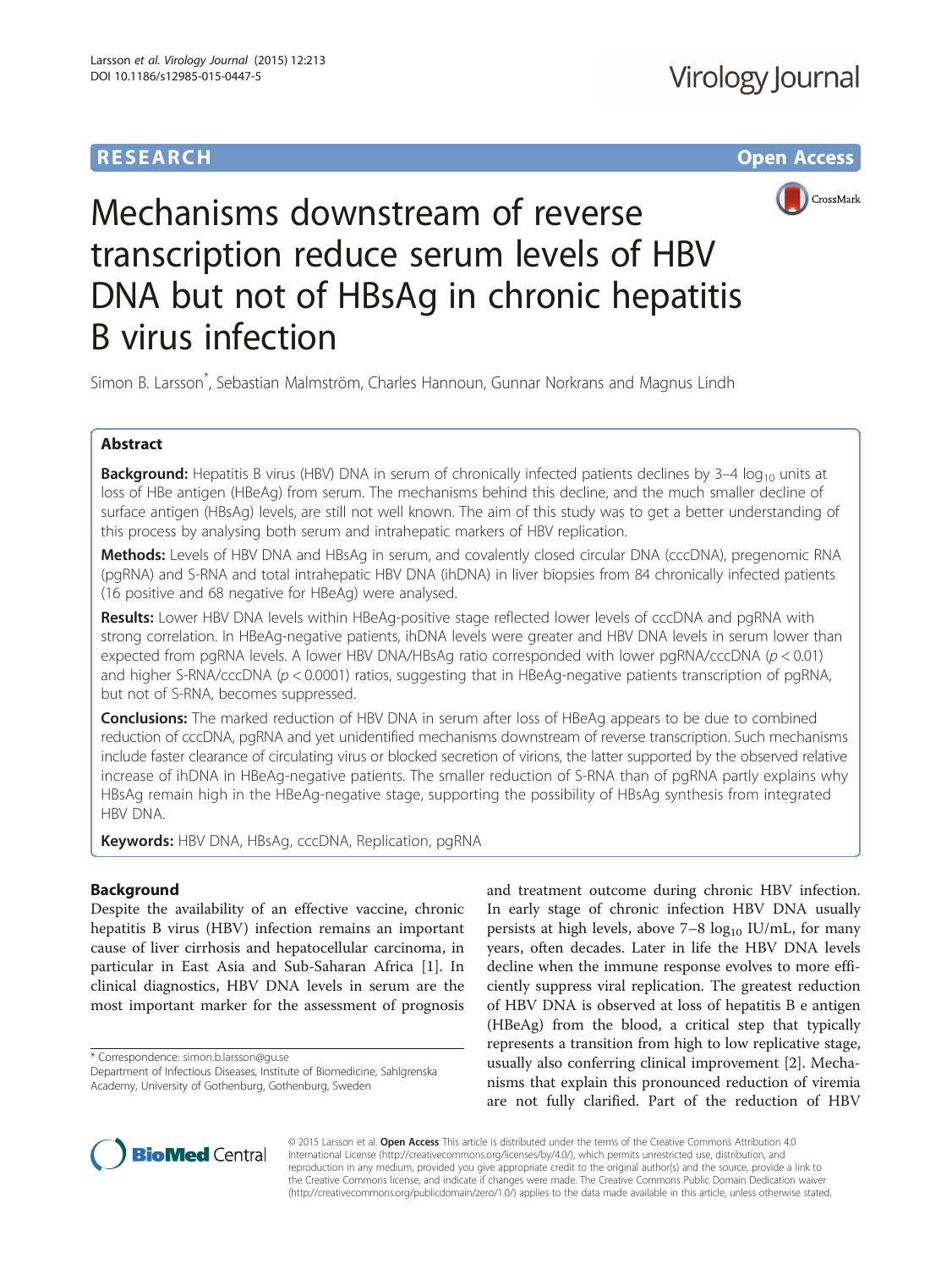# Mechanisms downstream of reverse transcription reduce serum levels of HBV DNA but not of HBsAg in chronic hepatitis B virus infection

Simon B. Larsson*, Sebastian Malmström, Charles Hannoun, Gunnar Norkrans and Magnus Lindh

## Abstract

**Background:** Hepatitis B virus (HBV) DNA in serum of chronically infected patients declines by 3–4 $\log_{10}$ units at loss of HBe antigen (HBeAg) from serum. The mechanisms behind this decline, and the much smaller decline of surface antigen (HBsAg) levels, are still not well known. The aim of this study was to get a better understanding of this process by analysing both serum and intrahepatic markers of HBV replication.

**Methods:** Levels of HBV DNA and HBsAg in serum, and covalently closed circular DNA (cccDNA), pregenomic RNA (pgRNA) and S-RNA and total intrahepatic HBV DNA (ihDNA) in liver biopsies from 84 chronically infected patients (16 positive and 68 negative for HBeAg) were analysed.

**Results:** Lower HBV DNA levels within HBeAg-positive stage reflected lower levels of cccDNA and pgRNA with strong correlation. In HBeAg-negative patients, ihDNA levels were greater and HBV DNA levels in serum lower than expected from pgRNA levels. A lower HBV DNA/HBsAg ratio corresponded with lower pgRNA/cccDNA ($p < 0.01$) and higher S-RNA/cccDNA ($p < 0.0001$) ratios, suggesting that in HBeAg-negative patients transcription of pgRNA, but not of S-RNA, becomes suppressed.

**Conclusions:** The marked reduction of HBV DNA in serum after loss of HBeAg appears to be due to combined reduction of cccDNA, pgRNA and yet unidentified mechanisms downstream of reverse transcription. Such mechanisms include faster clearance of circulating virus or blocked secretion of virions, the latter supported by the observed relative increase of ihDNA in HBeAg-negative patients. The smaller reduction of S-RNA than of pgRNA partly explains why HBsAg remain high in the HBeAg-negative stage, supporting the possibility of HBsAg synthesis from integrated HBV DNA.

**Keywords:** HBV DNA, HBsAg, cccDNA, Replication, pgRNA

## Background

Despite the availability of an effective vaccine, chronic hepatitis B virus (HBV) infection remains an important cause of liver cirrhosis and hepatocellular carcinoma, in particular in East Asia and Sub-Saharan Africa [1]. In clinical diagnostics, HBV DNA levels in serum are the most important marker for the assessment of prognosis and treatment outcome during chronic HBV infection. In early stage of chronic infection HBV DNA usually persists at high levels, above 7–8 $\log_{10}$ IU/mL, for many years, often decades. Later in life the HBV DNA levels decline when the immune response evolves to more efficiently suppress viral replication. The greatest reduction of HBV DNA is observed at loss of hepatitis B e antigen (HBeAg) from the blood, a critical step that typically represents a transition from high to low replicative stage, usually also conferring clinical improvement [2]. Mechanisms that explain this pronounced reduction of viremia are not fully clarified. Part of the reduction of HBV

* Correspondence: simon.b.larsson@gu.se
Department of Infectious Diseases, Institute of Biomedicine, Sahlgrenska Academy, University of Gothenburg, Gothenburg, Sweden

© 2015 Larsson et al. **Open Access** This article is distributed under the terms of the Creative Commons Attribution 4.0 International License (http://creativecommons.org/licenses/by/4.0/), which permits unrestricted use, distribution, and reproduction in any medium, provided you give appropriate credit to the original author(s) and the source, provide a link to the Creative Commons license, and indicate if changes were made. The Creative Commons Public Domain Dedication waiver (http://creativecommons.org/publicdomain/zero/1.0/) applies to the data made available in this article, unless otherwise stated.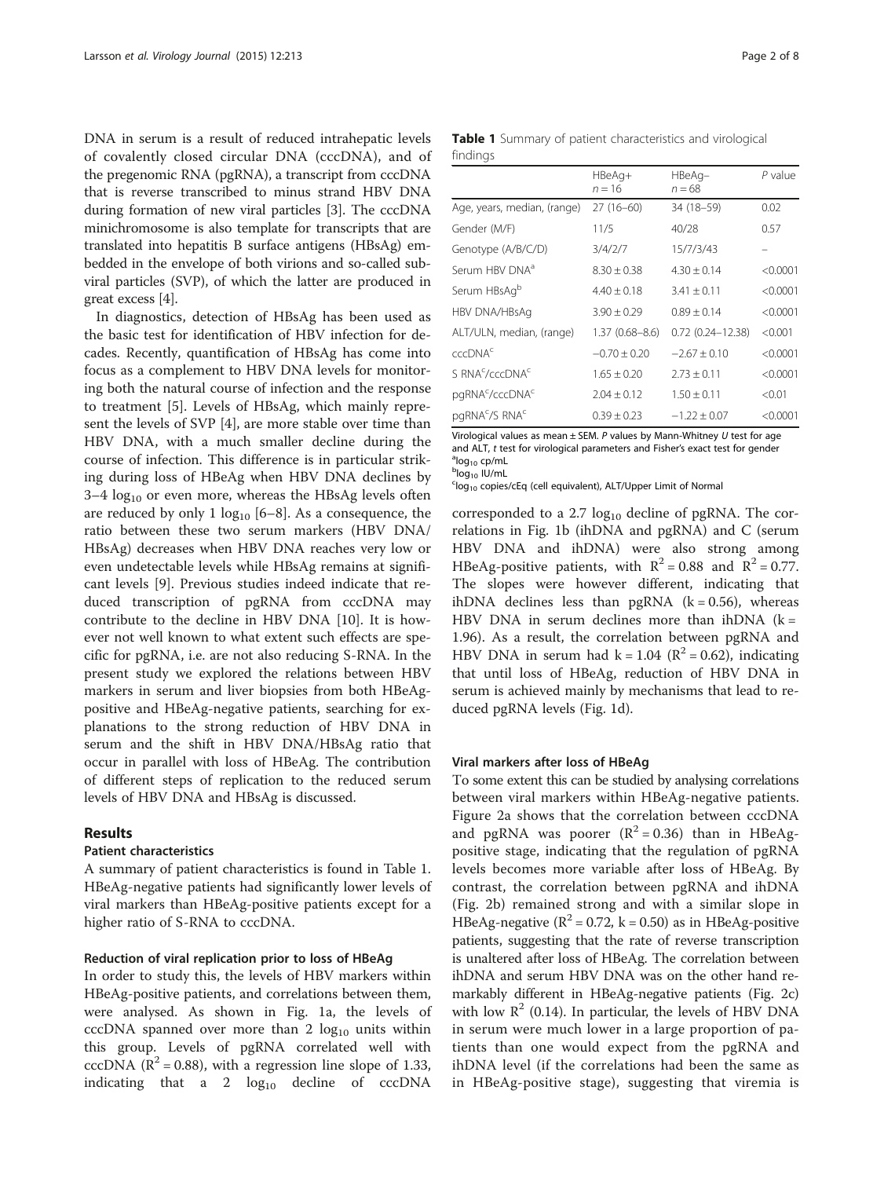DNA in serum is a result of reduced intrahepatic levels of covalently closed circular DNA (cccDNA), and of the pregenomic RNA (pgRNA), a transcript from cccDNA that is reverse transcribed to minus strand HBV DNA during formation of new viral particles [3]. The cccDNA minichromosome is also template for transcripts that are translated into hepatitis B surface antigens (HBsAg) embedded in the envelope of both virions and so-called subviral particles (SVP), of which the latter are produced in great excess [4].

In diagnostics, detection of HBsAg has been used as the basic test for identification of HBV infection for decades. Recently, quantification of HBsAg has come into focus as a complement to HBV DNA levels for monitoring both the natural course of infection and the response to treatment [5]. Levels of HBsAg, which mainly represent the levels of SVP [4], are more stable over time than HBV DNA, with a much smaller decline during the course of infection. This difference is in particular striking during loss of HBeAg when HBV DNA declines by 3–4 $\log_{10}$ or even more, whereas the HBsAg levels often are reduced by only 1 $\log_{10}$ [6–8]. As a consequence, the ratio between these two serum markers (HBV DNA/HBsAg) decreases when HBV DNA reaches very low or even undetectable levels while HBsAg remains at significant levels [9]. Previous studies indeed indicate that reduced transcription of pgRNA from cccDNA may contribute to the decline in HBV DNA [10]. It is however not well known to what extent such effects are specific for pgRNA, i.e. are not also reducing S-RNA. In the present study we explored the relations between HBV markers in serum and liver biopsies from both HBeAg-positive and HBeAg-negative patients, searching for explanations to the strong reduction of HBV DNA in serum and the shift in HBV DNA/HBsAg ratio that occur in parallel with loss of HBeAg. The contribution of different steps of replication to the reduced serum levels of HBV DNA and HBsAg is discussed.

## Results

### Patient characteristics

A summary of patient characteristics is found in Table 1. HBeAg-negative patients had significantly lower levels of viral markers than HBeAg-positive patients except for a higher ratio of S-RNA to cccDNA.

**Table 1** Summary of patient characteristics and virological findings

| | HBeAg+ $n = 16$ | HBeAg– $n = 68$ | *P* value |
|---|---|---|---|
| Age, years, median, (range) | 27 (16–60) | 34 (18–59) | 0.02 |
| Gender (M/F) | 11/5 | 40/28 | 0.57 |
| Genotype (A/B/C/D) | 3/4/2/7 | 15/7/3/43 | – |
| Serum HBV DNA[a] | 8.30 ± 0.38 | 4.30 ± 0.14 | <0.0001 |
| Serum HBsAg[b] | 4.40 ± 0.18 | 3.41 ± 0.11 | <0.0001 |
| HBV DNA/HBsAg | 3.90 ± 0.29 | 0.89 ± 0.14 | <0.0001 |
| ALT/ULN, median, (range) | 1.37 (0.68–8.6) | 0.72 (0.24–12.38) | <0.001 |
| cccDNA[c] | −0.70 ± 0.20 | −2.67 ± 0.10 | <0.0001 |
| S RNA[c]/cccDNA[c] | 1.65 ± 0.20 | 2.73 ± 0.11 | <0.0001 |
| pgRNA[c]/cccDNA[c] | 2.04 ± 0.12 | 1.50 ± 0.11 | <0.01 |
| pgRNA[c]/S RNA[c] | 0.39 ± 0.23 | −1.22 ± 0.07 | <0.0001 |

Virological values as mean ± SEM. *P* values by Mann-Whitney *U* test for age and ALT, *t* test for virological parameters and Fisher's exact test for gender
[a] $\log_{10}$ cp/mL
[b] $\log_{10}$ IU/mL
[c] $\log_{10}$ copies/cEq (cell equivalent), ALT/Upper Limit of Normal

### Reduction of viral replication prior to loss of HBeAg

In order to study this, the levels of HBV markers within HBeAg-positive patients, and correlations between them, were analysed. As shown in Fig. 1a, the levels of cccDNA spanned over more than 2 $\log_{10}$ units within this group. Levels of pgRNA correlated well with cccDNA ($R^2 = 0.88$), with a regression line slope of 1.33, indicating that a 2 $\log_{10}$ decline of cccDNA corresponded to a 2.7 $\log_{10}$ decline of pgRNA. The correlations in Fig. 1b (ihDNA and pgRNA) and C (serum HBV DNA and ihDNA) were also strong among HBeAg-positive patients, with $R^2 = 0.88$ and $R^2 = 0.77$. The slopes were however different, indicating that ihDNA declines less than pgRNA ($k = 0.56$), whereas HBV DNA in serum declines more than ihDNA ($k = 1.96$). As a result, the correlation between pgRNA and HBV DNA in serum had $k = 1.04$ ($R^2 = 0.62$), indicating that until loss of HBeAg, reduction of HBV DNA in serum is achieved mainly by mechanisms that lead to reduced pgRNA levels (Fig. 1d).

### Viral markers after loss of HBeAg

To some extent this can be studied by analysing correlations between viral markers within HBeAg-negative patients. Figure 2a shows that the correlation between cccDNA and pgRNA was poorer ($R^2 = 0.36$) than in HBeAg-positive stage, indicating that the regulation of pgRNA levels becomes more variable after loss of HBeAg. By contrast, the correlation between pgRNA and ihDNA (Fig. 2b) remained strong and with a similar slope in HBeAg-negative ($R^2 = 0.72$, $k = 0.50$) as in HBeAg-positive patients, suggesting that the rate of reverse transcription is unaltered after loss of HBeAg. The correlation between ihDNA and serum HBV DNA was on the other hand remarkably different in HBeAg-negative patients (Fig. 2c) with low $R^2$ (0.14). In particular, the levels of HBV DNA in serum were much lower in a large proportion of patients than one would expect from the pgRNA and ihDNA level (if the correlations had been the same as in HBeAg-positive stage), suggesting that viremia is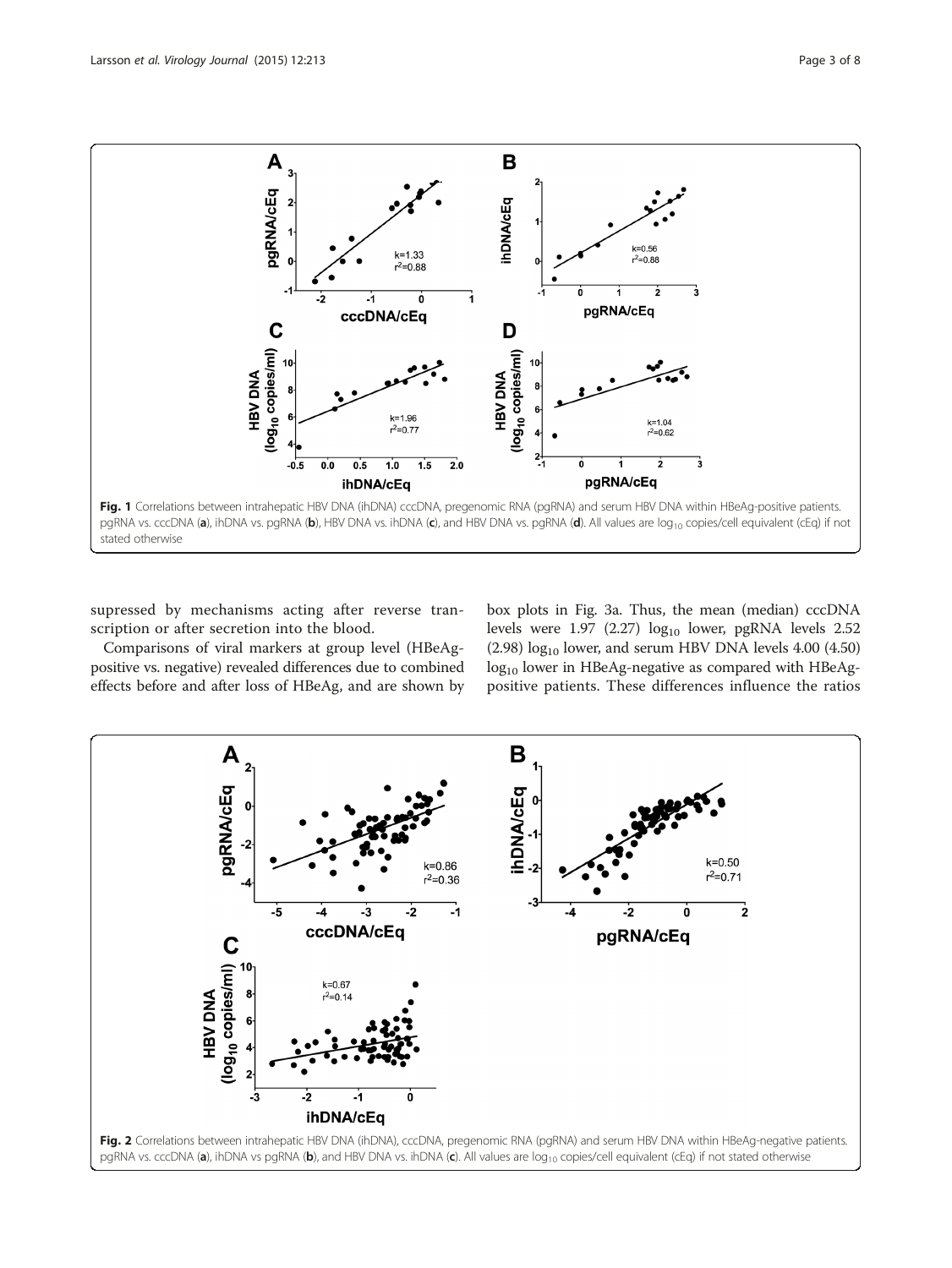Fig. 1 Correlations between intrahepatic HBV DNA (ihDNA) cccDNA, pregenomic RNA (pgRNA) and serum HBV DNA within HBeAg-positive patients. pgRNA vs. cccDNA (**a**), ihDNA vs. pgRNA (**b**), HBV DNA vs. ihDNA (**c**), and HBV DNA vs. pgRNA (**d**). All values are $\log_{10}$ copies/cell equivalent (cEq) if not stated otherwise

supressed by mechanisms acting after reverse transcription or after secretion into the blood.

Comparisons of viral markers at group level (HBeAg-positive vs. negative) revealed differences due to combined effects before and after loss of HBeAg, and are shown by box plots in Fig. 3a. Thus, the mean (median) cccDNA levels were 1.97 (2.27) $\log_{10}$ lower, pgRNA levels 2.52 (2.98) $\log_{10}$ lower, and serum HBV DNA levels 4.00 (4.50) $\log_{10}$ lower in HBeAg-negative as compared with HBeAg-positive patients. These differences influence the ratios

Fig. 2 Correlations between intrahepatic HBV DNA (ihDNA), cccDNA, pregenomic RNA (pgRNA) and serum HBV DNA within HBeAg-negative patients. pgRNA vs. cccDNA (**a**), ihDNA vs pgRNA (**b**), and HBV DNA vs. ihDNA (**c**). All values are $\log_{10}$ copies/cell equivalent (cEq) if not stated otherwise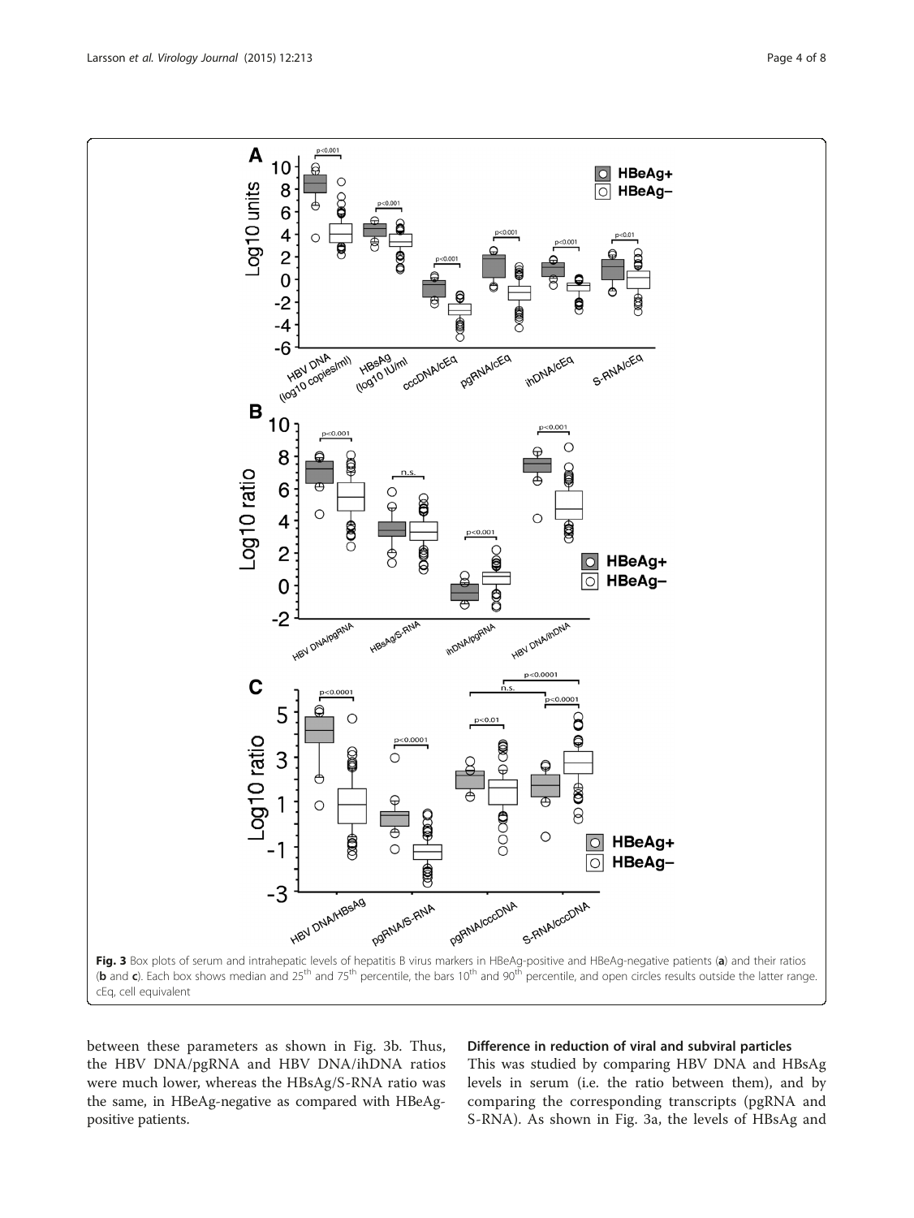Fig. 3 Box plots of serum and intrahepatic levels of hepatitis B virus markers in HBeAg-positive and HBeAg-negative patients (**a**) and their ratios (**b** and **c**). Each box shows median and 25[th] and 75[th] percentile, the bars 10[th] and 90[th] percentile, and open circles results outside the latter range. cEq, cell equivalent

between these parameters as shown in Fig. 3b. Thus, the HBV DNA/pgRNA and HBV DNA/ihDNA ratios were much lower, whereas the HBsAg/S-RNA ratio was the same, in HBeAg-negative as compared with HBeAg-positive patients.

### Difference in reduction of viral and subviral particles

This was studied by comparing HBV DNA and HBsAg levels in serum (i.e. the ratio between them), and by comparing the corresponding transcripts (pgRNA and S-RNA). As shown in Fig. 3a, the levels of HBsAg and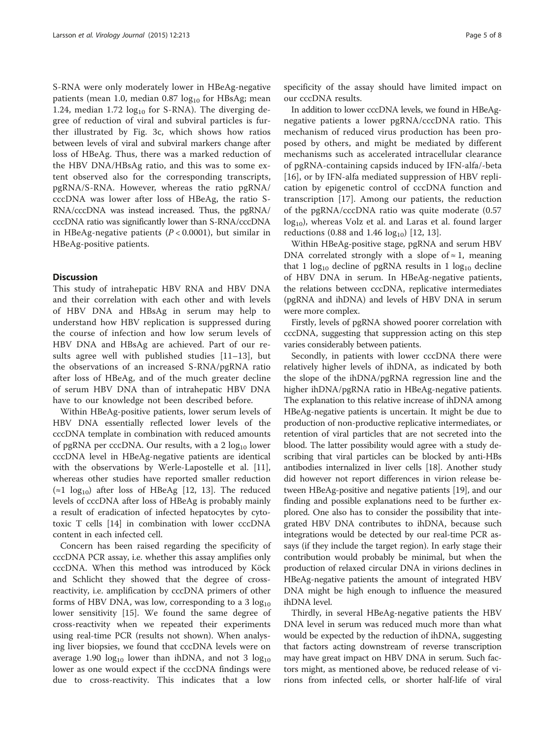S-RNA were only moderately lower in HBeAg-negative patients (mean 1.0, median 0.87 $\log_{10}$ for HBsAg; mean 1.24, median 1.72 $\log_{10}$ for S-RNA). The diverging degree of reduction of viral and subviral particles is further illustrated by Fig. 3c, which shows how ratios between levels of viral and subviral markers change after loss of HBeAg. Thus, there was a marked reduction of the HBV DNA/HBsAg ratio, and this was to some extent observed also for the corresponding transcripts, pgRNA/S-RNA. However, whereas the ratio pgRNA/cccDNA was lower after loss of HBeAg, the ratio S-RNA/cccDNA was instead increased. Thus, the pgRNA/cccDNA ratio was significantly lower than S-RNA/cccDNA in HBeAg-negative patients ($P < 0.0001$), but similar in HBeAg-positive patients.

## Discussion

This study of intrahepatic HBV RNA and HBV DNA and their correlation with each other and with levels of HBV DNA and HBsAg in serum may help to understand how HBV replication is suppressed during the course of infection and how low serum levels of HBV DNA and HBsAg are achieved. Part of our results agree well with published studies [11–13], but the observations of an increased S-RNA/pgRNA ratio after loss of HBeAg, and of the much greater decline of serum HBV DNA than of intrahepatic HBV DNA have to our knowledge not been described before.

Within HBeAg-positive patients, lower serum levels of HBV DNA essentially reflected lower levels of the cccDNA template in combination with reduced amounts of pgRNA per cccDNA. Our results, with a 2 $\log_{10}$ lower cccDNA level in HBeAg-negative patients are identical with the observations by Werle-Lapostelle et al. [11], whereas other studies have reported smaller reduction ($\approx 1$ $\log_{10}$) after loss of HBeAg [12, 13]. The reduced levels of cccDNA after loss of HBeAg is probably mainly a result of eradication of infected hepatocytes by cytotoxic T cells [14] in combination with lower cccDNA content in each infected cell.

Concern has been raised regarding the specificity of cccDNA PCR assay, i.e. whether this assay amplifies only cccDNA. When this method was introduced by Köck and Schlicht they showed that the degree of cross-reactivity, i.e. amplification by cccDNA primers of other forms of HBV DNA, was low, corresponding to a 3 $\log_{10}$ lower sensitivity [15]. We found the same degree of cross-reactivity when we repeated their experiments using real-time PCR (results not shown). When analysing liver biopsies, we found that cccDNA levels were on average 1.90 $\log_{10}$ lower than ihDNA, and not 3 $\log_{10}$ lower as one would expect if the cccDNA findings were due to cross-reactivity. This indicates that a low specificity of the assay should have limited impact on our cccDNA results.

In addition to lower cccDNA levels, we found in HBeAg-negative patients a lower pgRNA/cccDNA ratio. This mechanism of reduced virus production has been proposed by others, and might be mediated by different mechanisms such as accelerated intracellular clearance of pgRNA-containing capsids induced by IFN-alfa/-beta [16], or by IFN-alfa mediated suppression of HBV replication by epigenetic control of cccDNA function and transcription [17]. Among our patients, the reduction of the pgRNA/cccDNA ratio was quite moderate (0.57 $\log_{10}$), whereas Volz et al. and Laras et al. found larger reductions (0.88 and 1.46 $\log_{10}$) [12, 13].

Within HBeAg-positive stage, pgRNA and serum HBV DNA correlated strongly with a slope of $\approx 1$, meaning that 1 $\log_{10}$ decline of pgRNA results in 1 $\log_{10}$ decline of HBV DNA in serum. In HBeAg-negative patients, the relations between cccDNA, replicative intermediates (pgRNA and ihDNA) and levels of HBV DNA in serum were more complex.

Firstly, levels of pgRNA showed poorer correlation with cccDNA, suggesting that suppression acting on this step varies considerably between patients.

Secondly, in patients with lower cccDNA there were relatively higher levels of ihDNA, as indicated by both the slope of the ihDNA/pgRNA regression line and the higher ihDNA/pgRNA ratio in HBeAg-negative patients. The explanation to this relative increase of ihDNA among HBeAg-negative patients is uncertain. It might be due to production of non-productive replicative intermediates, or retention of viral particles that are not secreted into the blood. The latter possibility would agree with a study describing that viral particles can be blocked by anti-HBs antibodies internalized in liver cells [18]. Another study did however not report differences in virion release between HBeAg-positive and negative patients [19], and our finding and possible explanations need to be further explored. One also has to consider the possibility that integrated HBV DNA contributes to ihDNA, because such integrations would be detected by our real-time PCR assays (if they include the target region). In early stage their contribution would probably be minimal, but when the production of relaxed circular DNA in virions declines in HBeAg-negative patients the amount of integrated HBV DNA might be high enough to influence the measured ihDNA level.

Thirdly, in several HBeAg-negative patients the HBV DNA level in serum was reduced much more than what would be expected by the reduction of ihDNA, suggesting that factors acting downstream of reverse transcription may have great impact on HBV DNA in serum. Such factors might, as mentioned above, be reduced release of virions from infected cells, or shorter half-life of viral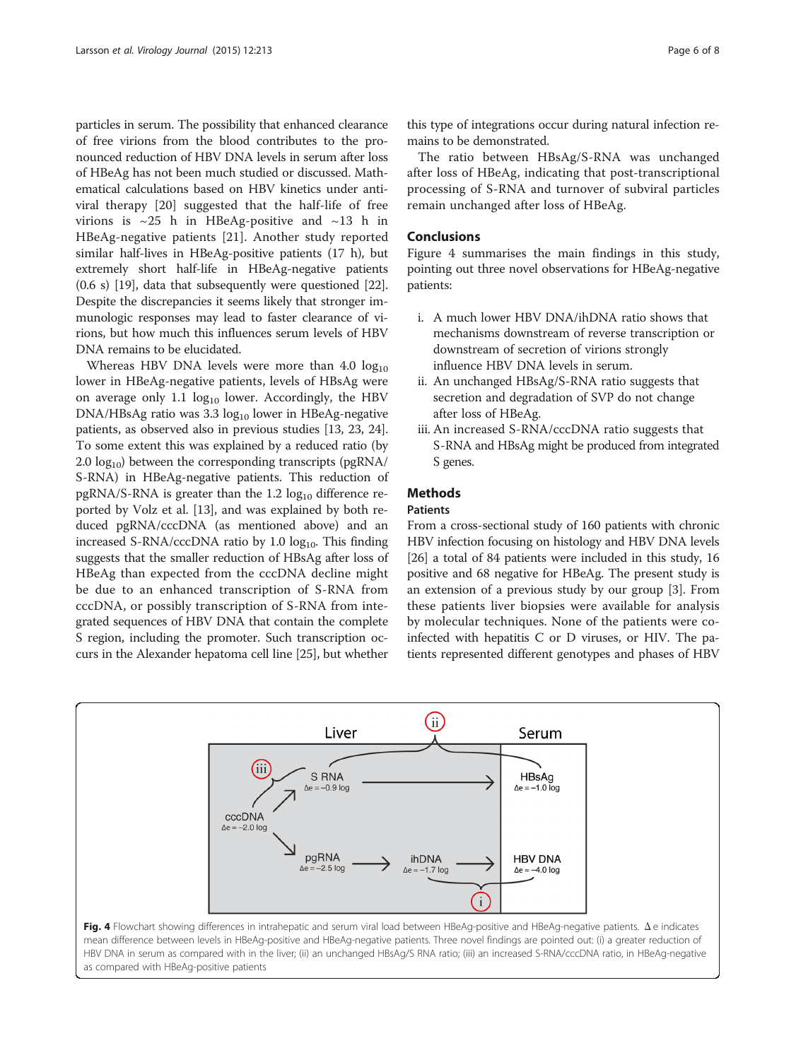particles in serum. The possibility that enhanced clearance of free virions from the blood contributes to the pronounced reduction of HBV DNA levels in serum after loss of HBeAg has not been much studied or discussed. Mathematical calculations based on HBV kinetics under antiviral therapy [20] suggested that the half-life of free virions is ~25 h in HBeAg-positive and ~13 h in HBeAg-negative patients [21]. Another study reported similar half-lives in HBeAg-positive patients (17 h), but extremely short half-life in HBeAg-negative patients (0.6 s) [19], data that subsequently were questioned [22]. Despite the discrepancies it seems likely that stronger immunologic responses may lead to faster clearance of virions, but how much this influences serum levels of HBV DNA remains to be elucidated.

Whereas HBV DNA levels were more than 4.0 $\log_{10}$ lower in HBeAg-negative patients, levels of HBsAg were on average only 1.1 $\log_{10}$ lower. Accordingly, the HBV DNA/HBsAg ratio was 3.3 $\log_{10}$ lower in HBeAg-negative patients, as observed also in previous studies [13, 23, 24]. To some extent this was explained by a reduced ratio (by 2.0 $\log_{10}$) between the corresponding transcripts (pgRNA/S-RNA) in HBeAg-negative patients. This reduction of pgRNA/S-RNA is greater than the 1.2 $\log_{10}$ difference reported by Volz et al. [13], and was explained by both reduced pgRNA/cccDNA (as mentioned above) and an increased S-RNA/cccDNA ratio by 1.0 $\log_{10}$. This finding suggests that the smaller reduction of HBsAg after loss of HBeAg than expected from the cccDNA decline might be due to an enhanced transcription of S-RNA from cccDNA, or possibly transcription of S-RNA from integrated sequences of HBV DNA that contain the complete S region, including the promoter. Such transcription occurs in the Alexander hepatoma cell line [25], but whether this type of integrations occur during natural infection remains to be demonstrated.

The ratio between HBsAg/S-RNA was unchanged after loss of HBeAg, indicating that post-transcriptional processing of S-RNA and turnover of subviral particles remain unchanged after loss of HBeAg.

## Conclusions

Figure 4 summarises the main findings in this study, pointing out three novel observations for HBeAg-negative patients:

i. A much lower HBV DNA/ihDNA ratio shows that mechanisms downstream of reverse transcription or downstream of secretion of virions strongly influence HBV DNA levels in serum.
ii. An unchanged HBsAg/S-RNA ratio suggests that secretion and degradation of SVP do not change after loss of HBeAg.
iii. An increased S-RNA/cccDNA ratio suggests that S-RNA and HBsAg might be produced from integrated S genes.

## Methods

### Patients

From a cross-sectional study of 160 patients with chronic HBV infection focusing on histology and HBV DNA levels [26] a total of 84 patients were included in this study, 16 positive and 68 negative for HBeAg. The present study is an extension of a previous study by our group [3]. From these patients liver biopsies were available for analysis by molecular techniques. None of the patients were co-infected with hepatitis C or D viruses, or HIV. The patients represented different genotypes and phases of HBV

**Fig. 4** Flowchart showing differences in intrahepatic and serum viral load between HBeAg-positive and HBeAg-negative patients. Δ e indicates mean difference between levels in HBeAg-positive and HBeAg-negative patients. Three novel findings are pointed out: (i) a greater reduction of HBV DNA in serum as compared with in the liver; (ii) an unchanged HBsAg/S RNA ratio; (iii) an increased S-RNA/cccDNA ratio, in HBeAg-negative as compared with HBeAg-positive patients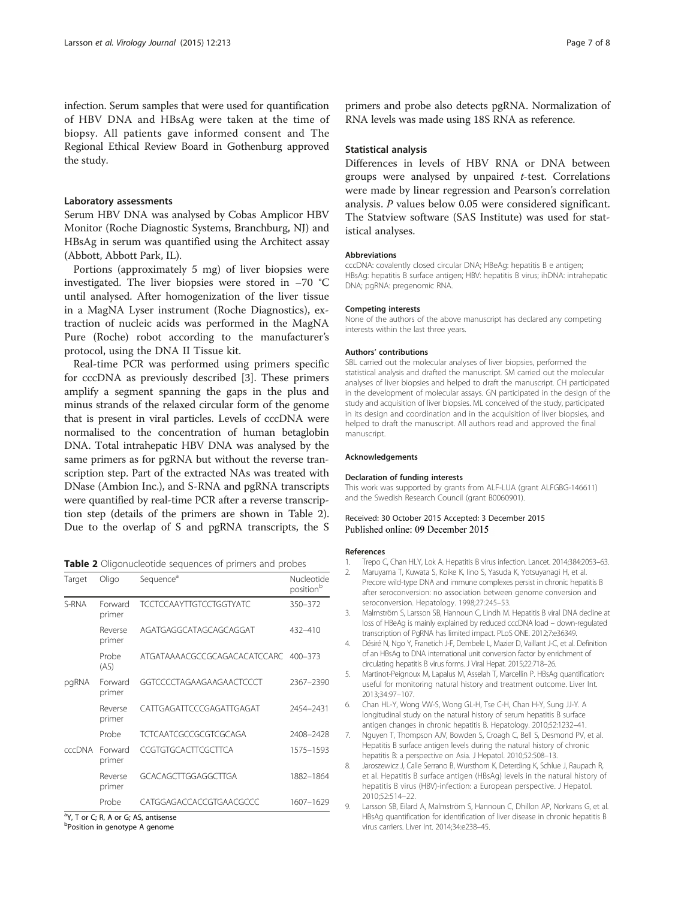infection. Serum samples that were used for quantification of HBV DNA and HBsAg were taken at the time of biopsy. All patients gave informed consent and The Regional Ethical Review Board in Gothenburg approved the study.

### Laboratory assessments

Serum HBV DNA was analysed by Cobas Amplicor HBV Monitor (Roche Diagnostic Systems, Branchburg, NJ) and HBsAg in serum was quantified using the Architect assay (Abbott, Abbott Park, IL).

Portions (approximately 5 mg) of liver biopsies were investigated. The liver biopsies were stored in −70 °C until analysed. After homogenization of the liver tissue in a MagNA Lyser instrument (Roche Diagnostics), extraction of nucleic acids was performed in the MagNA Pure (Roche) robot according to the manufacturer's protocol, using the DNA II Tissue kit.

Real-time PCR was performed using primers specific for cccDNA as previously described [3]. These primers amplify a segment spanning the gaps in the plus and minus strands of the relaxed circular form of the genome that is present in viral particles. Levels of cccDNA were normalised to the concentration of human betaglobin DNA. Total intrahepatic HBV DNA was analysed by the same primers as for pgRNA but without the reverse transcription step. Part of the extracted NAs was treated with DNase (Ambion Inc.), and S-RNA and pgRNA transcripts were quantified by real-time PCR after a reverse transcription step (details of the primers are shown in Table 2). Due to the overlap of S and pgRNA transcripts, the S primers and probe also detects pgRNA. Normalization of RNA levels was made using 18S RNA as reference.

**Table 2** Oligonucleotide sequences of primers and probes

| Target | Oligo | Sequence[a] | Nucleotide position[b] |
|---|---|---|---|
| S-RNA | Forward primer | TCCTCCAAYTTGTCCTGGTYATC | 350–372 |
| | Reverse primer | AGATGAGGCATAGCAGCAGGAT | 432–410 |
| | Probe (AS) | ATGATAAAACGCCGCAGACACATCCARC | 400–373 |
| pgRNA | Forward primer | GGTCCCCTAGAAGAAGAACTCCCT | 2367–2390 |
| | Reverse primer | CATTGAGATTCCCGAGATTGAGAT | 2454–2431 |
| | Probe | TCTCAATCGCCGCGTCGCAGA | 2408–2428 |
| cccDNA | Forward primer | CCGTGTGCACTTCGCTTCA | 1575–1593 |
| | Reverse primer | GCACAGCTTGGAGGCTTGA | 1882–1864 |
| | Probe | CATGGAGACCACCGTGAACGCCC | 1607–1629 |

[a]Y, T or C; R, A or G; AS, antisense
[b]Position in genotype A genome

### Statistical analysis

Differences in levels of HBV RNA or DNA between groups were analysed by unpaired *t*-test. Correlations were made by linear regression and Pearson's correlation analysis. *P* values below 0.05 were considered significant. The Statview software (SAS Institute) was used for statistical analyses.

#### Abbreviations

cccDNA: covalently closed circular DNA; HBeAg: hepatitis B e antigen; HBsAg: hepatitis B surface antigen; HBV: hepatitis B virus; ihDNA: intrahepatic DNA; pgRNA: pregenomic RNA.

#### Competing interests

None of the authors of the above manuscript has declared any competing interests within the last three years.

#### Authors' contributions

SBL carried out the molecular analyses of liver biopsies, performed the statistical analysis and drafted the manuscript. SM carried out the molecular analyses of liver biopsies and helped to draft the manuscript. CH participated in the development of molecular assays. GN participated in the design of the study and acquisition of liver biopsies. ML conceived of the study, participated in its design and coordination and in the acquisition of liver biopsies, and helped to draft the manuscript. All authors read and approved the final manuscript.

#### Acknowledgements

#### Declaration of funding interests

This work was supported by grants from ALF-LUA (grant ALFGBG-146611) and the Swedish Research Council (grant B0060901).

Received: 30 October 2015 Accepted: 3 December 2015
Published online: 09 December 2015

#### References

1. Trepo C, Chan HLY, Lok A. Hepatitis B virus infection. Lancet. 2014;384:2053–63.
2. Maruyama T, Kuwata S, Koike K, Iino S, Yasuda K, Yotsuyanagi H, et al. Precore wild-type DNA and immune complexes persist in chronic hepatitis B after seroconversion: no association between genome conversion and seroconversion. Hepatology. 1998;27:245–53.
3. Malmström S, Larsson SB, Hannoun C, Lindh M. Hepatitis B viral DNA decline at loss of HBeAg is mainly explained by reduced cccDNA load – down-regulated transcription of PgRNA has limited impact. PLoS ONE. 2012;7:e36349.
4. Désiré N, Ngo Y, Franetich J-F, Dembele L, Mazier D, Vaillant J-C, et al. Definition of an HBsAg to DNA international unit conversion factor by enrichment of circulating hepatitis B virus forms. J Viral Hepat. 2015;22:718–26.
5. Martinot-Peignoux M, Lapalus M, Asselah T, Marcellin P. HBsAg quantification: useful for monitoring natural history and treatment outcome. Liver Int. 2013;34:97–107.
6. Chan HL-Y, Wong VW-S, Wong GL-H, Tse C-H, Chan H-Y, Sung JJ-Y. A longitudinal study on the natural history of serum hepatitis B surface antigen changes in chronic hepatitis B. Hepatology. 2010;52:1232–41.
7. Nguyen T, Thompson AJV, Bowden S, Croagh C, Bell S, Desmond PV, et al. Hepatitis B surface antigen levels during the natural history of chronic hepatitis B: a perspective on Asia. J Hepatol. 2010;52:508–13.
8. Jaroszewicz J, Calle Serrano B, Wursthorn K, Deterding K, Schlue J, Raupach R, et al. Hepatitis B surface antigen (HBsAg) levels in the natural history of hepatitis B virus (HBV)-infection: a European perspective. J Hepatol. 2010;52:514–22.
9. Larsson SB, Eilard A, Malmström S, Hannoun C, Dhillon AP, Norkrans G, et al. HBsAg quantification for identification of liver disease in chronic hepatitis B virus carriers. Liver Int. 2014;34:e238–45.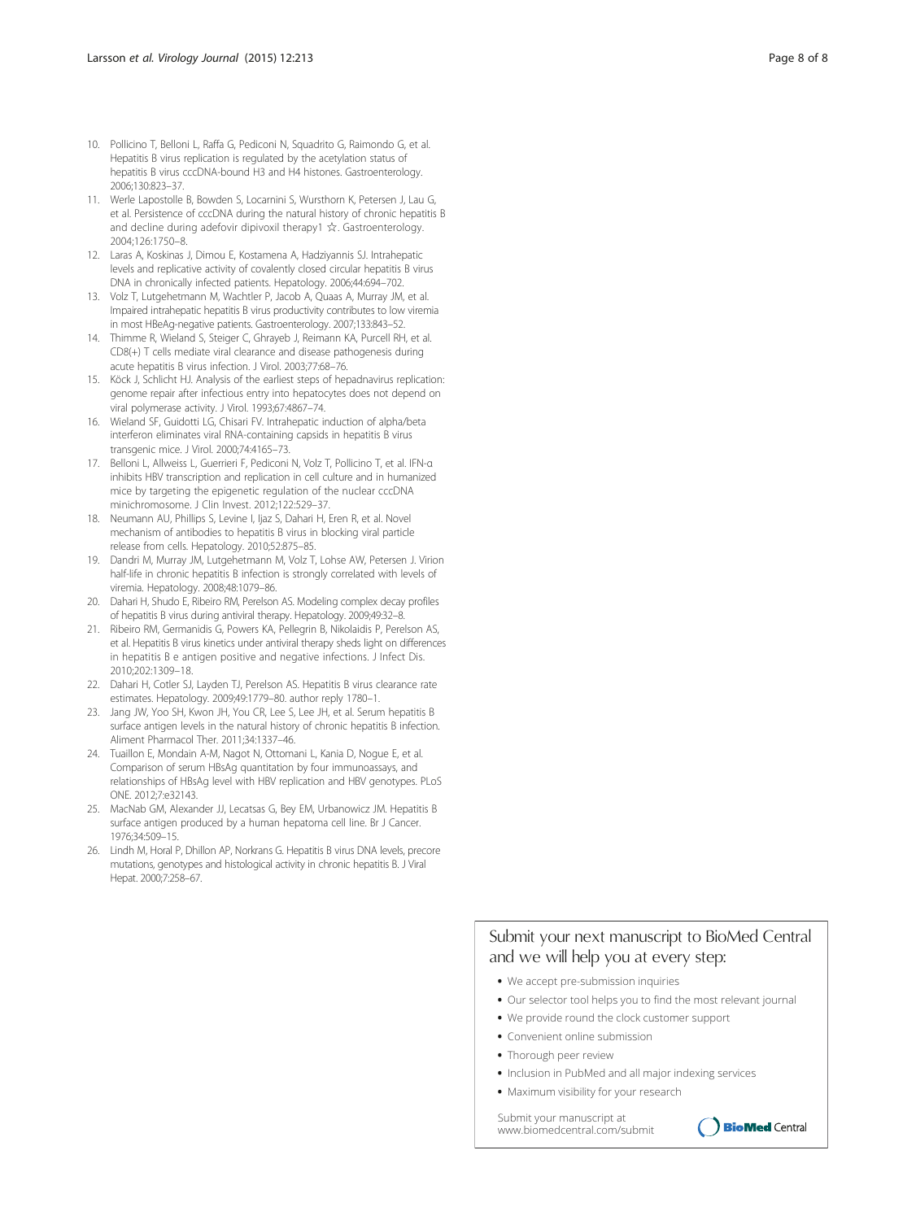10. Pollicino T, Belloni L, Raffa G, Pediconi N, Squadrito G, Raimondo G, et al. Hepatitis B virus replication is regulated by the acetylation status of hepatitis B virus cccDNA-bound H3 and H4 histones. Gastroenterology. 2006;130:823–37.
11. Werle Lapostolle B, Bowden S, Locarnini S, Wursthorn K, Petersen J, Lau G, et al. Persistence of cccDNA during the natural history of chronic hepatitis B and decline during adefovir dipivoxil therapy1 ☆. Gastroenterology. 2004;126:1750–8.
12. Laras A, Koskinas J, Dimou E, Kostamena A, Hadziyannis SJ. Intrahepatic levels and replicative activity of covalently closed circular hepatitis B virus DNA in chronically infected patients. Hepatology. 2006;44:694–702.
13. Volz T, Lutgehetmann M, Wachtler P, Jacob A, Quaas A, Murray JM, et al. Impaired intrahepatic hepatitis B virus productivity contributes to low viremia in most HBeAg-negative patients. Gastroenterology. 2007;133:843–52.
14. Thimme R, Wieland S, Steiger C, Ghrayeb J, Reimann KA, Purcell RH, et al. CD8(+) T cells mediate viral clearance and disease pathogenesis during acute hepatitis B virus infection. J Virol. 2003;77:68–76.
15. Köck J, Schlicht HJ. Analysis of the earliest steps of hepadnavirus replication: genome repair after infectious entry into hepatocytes does not depend on viral polymerase activity. J Virol. 1993;67:4867–74.
16. Wieland SF, Guidotti LG, Chisari FV. Intrahepatic induction of alpha/beta interferon eliminates viral RNA-containing capsids in hepatitis B virus transgenic mice. J Virol. 2000;74:4165–73.
17. Belloni L, Allweiss L, Guerrieri F, Pediconi N, Volz T, Pollicino T, et al. IFN-α inhibits HBV transcription and replication in cell culture and in humanized mice by targeting the epigenetic regulation of the nuclear cccDNA minichromosome. J Clin Invest. 2012;122:529–37.
18. Neumann AU, Phillips S, Levine I, Ijaz S, Dahari H, Eren R, et al. Novel mechanism of antibodies to hepatitis B virus in blocking viral particle release from cells. Hepatology. 2010;52:875–85.
19. Dandri M, Murray JM, Lutgehetmann M, Volz T, Lohse AW, Petersen J. Virion half-life in chronic hepatitis B infection is strongly correlated with levels of viremia. Hepatology. 2008;48:1079–86.
20. Dahari H, Shudo E, Ribeiro RM, Perelson AS. Modeling complex decay profiles of hepatitis B virus during antiviral therapy. Hepatology. 2009;49:32–8.
21. Ribeiro RM, Germanidis G, Powers KA, Pellegrin B, Nikolaidis P, Perelson AS, et al. Hepatitis B virus kinetics under antiviral therapy sheds light on differences in hepatitis B e antigen positive and negative infections. J Infect Dis. 2010;202:1309–18.
22. Dahari H, Cotler SJ, Layden TJ, Perelson AS. Hepatitis B virus clearance rate estimates. Hepatology. 2009;49:1779–80. author reply 1780–1.
23. Jang JW, Yoo SH, Kwon JH, You CR, Lee S, Lee JH, et al. Serum hepatitis B surface antigen levels in the natural history of chronic hepatitis B infection. Aliment Pharmacol Ther. 2011;34:1337–46.
24. Tuaillon E, Mondain A-M, Nagot N, Ottomani L, Kania D, Nogue E, et al. Comparison of serum HBsAg quantitation by four immunoassays, and relationships of HBsAg level with HBV replication and HBV genotypes. PLoS ONE. 2012;7:e32143.
25. MacNab GM, Alexander JJ, Lecatsas G, Bey EM, Urbanowicz JM. Hepatitis B surface antigen produced by a human hepatoma cell line. Br J Cancer. 1976;34:509–15.
26. Lindh M, Horal P, Dhillon AP, Norkrans G. Hepatitis B virus DNA levels, precore mutations, genotypes and histological activity in chronic hepatitis B. J Viral Hepat. 2000;7:258–67.

Submit your next manuscript to BioMed Central and we will help you at every step:

- We accept pre-submission inquiries
- Our selector tool helps you to find the most relevant journal
- We provide round the clock customer support
- Convenient online submission
- Thorough peer review
- Inclusion in PubMed and all major indexing services
- Maximum visibility for your research

Submit your manuscript at www.biomedcentral.com/submit

BioMed Central